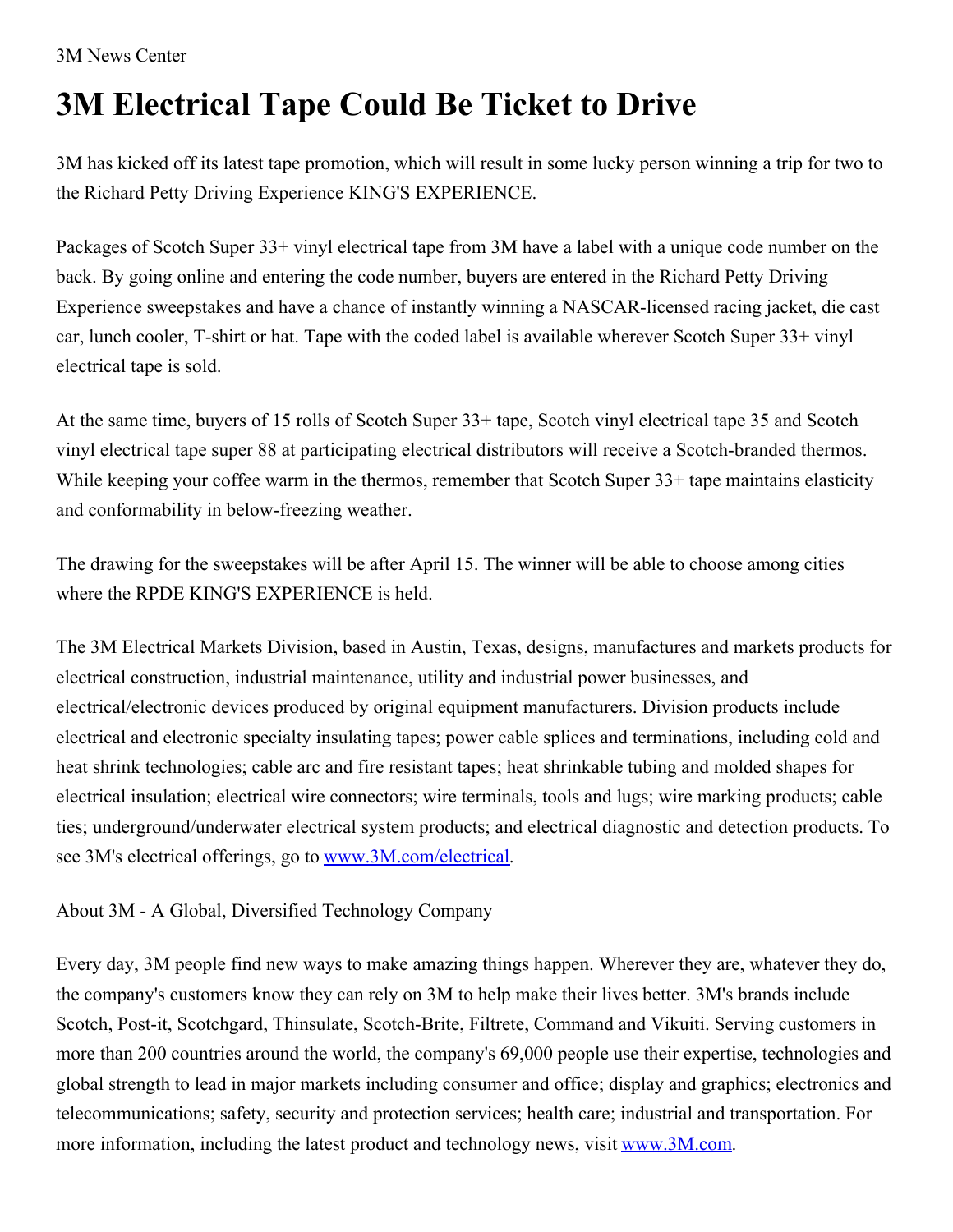3M News Center

# 3M Electrical Tape Could Be Ticket to Drive

3M has kicked off its latest tape promotion, which will result in some lucky person winning a trip for two to the Richard Petty Driving Experience KING'S EXPERIENCE.

Packages of Scotch Super 33+ vinyl electrical tape from 3M have a label with a unique code number on the back. By going online and entering the code number, buyers are entered in the Richard Petty Driving Experience sweepstakes and have a chance of instantly winning a NASCAR-licensed racing jacket, die cast car, lunch cooler, T-shirt or hat. Tape with the coded label is available wherever Scotch Super 33+ vinyl electrical tape is sold.

At the same time, buyers of 15 rolls of Scotch Super 33+ tape, Scotch vinyl electrical tape 35 and Scotch vinyl electrical tape super 88 at participating electrical distributors will receive a Scotch-branded thermos. While keeping your coffee warm in the thermos, remember that Scotch Super 33+ tape maintains elasticity and conformability in below-freezing weather.

The drawing for the sweepstakes will be after April 15. The winner will be able to choose among cities where the RPDE KING'S EXPERIENCE is held.

The 3M Electrical Markets Division, based in Austin, Texas, designs, manufactures and markets products for electrical construction, industrial maintenance, utility and industrial power businesses, and electrical/electronic devices produced by original equipment manufacturers. Division products include electrical and electronic specialty insulating tapes; power cable splices and terminations, including cold and heat shrink technologies; cable arc and fire resistant tapes; heat shrinkable tubing and molded shapes for electrical insulation; electrical wire connectors; wire terminals, tools and lugs; wire marking products; cable ties; underground/underwater electrical system products; and electrical diagnostic and detection products. To see 3M's electrical offerings, go to [www.3M.com/electrical](http://www.3M.com/electrical).

About 3M - A Global, Diversified Technology Company

Every day, 3M people find new ways to make amazing things happen. Wherever they are, whatever they do, the company's customers know they can rely on 3M to help make their lives better. 3M's brands include Scotch, Post-it, Scotchgard, Thinsulate, Scotch-Brite, Filtrete, Command and Vikuiti. Serving customers in more than 200 countries around the world, the company's 69,000 people use their expertise, technologies and global strength to lead in major markets including consumer and office; display and graphics; electronics and telecommunications; safety, security and protection services; health care; industrial and transportation. For more information, including the latest product and technology news, visit [www.3M.com](http://www.3M.com).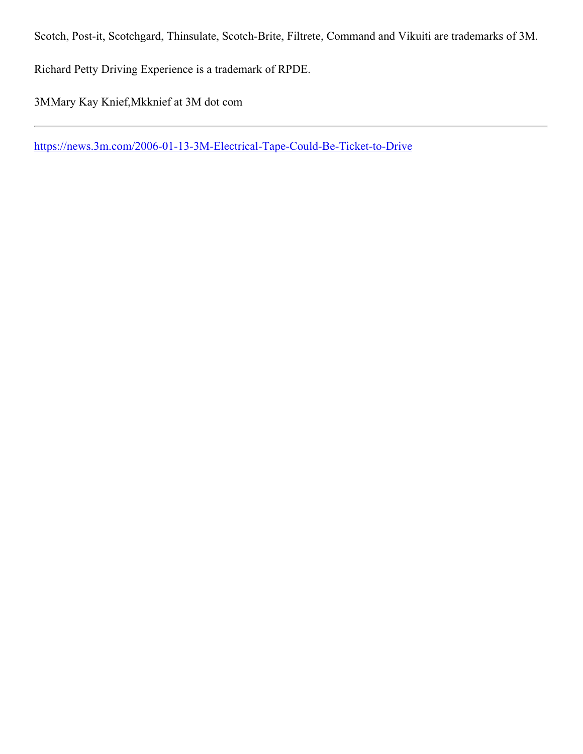Scotch, Post-it, Scotchgard, Thinsulate, Scotch-Brite, Filtrete, Command and Vikuiti are trademarks of 3M.

Richard Petty Driving Experience is a trademark of RPDE.

3MMary Kay Knief,Mkknief at 3M dot com

---

https://news.3m.com/2006-01-13-3M-Electrical-Tape-Could-Be-Ticket-to-Drive